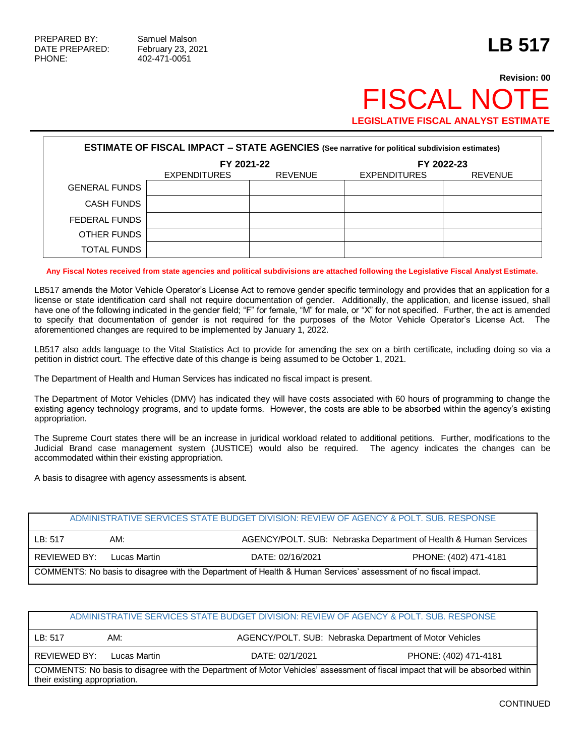PREPARED BY: Samuel Malson
DATE PREPARED: February 23, 2021
PHONE: 402-471-0051

# LB 517

**Revision: 00**

# FISCAL NOTE

**LEGISLATIVE FISCAL ANALYST ESTIMATE**

| ESTIMATE OF FISCAL IMPACT – STATE AGENCIES (See narrative for political subdivision estimates) | | | | |
|---|---|---|---|---|
| | FY 2021-22 | | FY 2022-23 | |
| | EXPENDITURES | REVENUE | EXPENDITURES | REVENUE |
| GENERAL FUNDS | | | | |
| CASH FUNDS | | | | |
| FEDERAL FUNDS | | | | |
| OTHER FUNDS | | | | |
| TOTAL FUNDS | | | | |

**Any Fiscal Notes received from state agencies and political subdivisions are attached following the Legislative Fiscal Analyst Estimate.**

LB517 amends the Motor Vehicle Operator's License Act to remove gender specific terminology and provides that an application for a license or state identification card shall not require documentation of gender. Additionally, the application, and license issued, shall have one of the following indicated in the gender field; "F" for female, "M" for male, or "X" for not specified. Further, the act is amended to specify that documentation of gender is not required for the purposes of the Motor Vehicle Operator's License Act. The aforementioned changes are required to be implemented by January 1, 2022.

LB517 also adds language to the Vital Statistics Act to provide for amending the sex on a birth certificate, including doing so via a petition in district court. The effective date of this change is being assumed to be October 1, 2021.

The Department of Health and Human Services has indicated no fiscal impact is present.

The Department of Motor Vehicles (DMV) has indicated they will have costs associated with 60 hours of programming to change the existing agency technology programs, and to update forms. However, the costs are able to be absorbed within the agency's existing appropriation.

The Supreme Court states there will be an increase in juridical workload related to additional petitions. Further, modifications to the Judicial Brand case management system (JUSTICE) would also be required. The agency indicates the changes can be accommodated within their existing appropriation.

A basis to disagree with agency assessments is absent.

| ADMINISTRATIVE SERVICES STATE BUDGET DIVISION: REVIEW OF AGENCY & POLT. SUB. RESPONSE | | | |
|---|---|---|---|
| LB: 517 | AM: | AGENCY/POLT. SUB: Nebraska Department of Health & Human Services | |
| REVIEWED BY: | Lucas Martin | DATE: 02/16/2021 | PHONE: (402) 471-4181 |
| COMMENTS: No basis to disagree with the Department of Health & Human Services' assessment of no fiscal impact. | | | |

| ADMINISTRATIVE SERVICES STATE BUDGET DIVISION: REVIEW OF AGENCY & POLT. SUB. RESPONSE | | | |
|---|---|---|---|
| LB: 517 | AM: | AGENCY/POLT. SUB: Nebraska Department of Motor Vehicles | |
| REVIEWED BY: | Lucas Martin | DATE: 02/1/2021 | PHONE: (402) 471-4181 |
| COMMENTS: No basis to disagree with the Department of Motor Vehicles' assessment of fiscal impact that will be absorbed within their existing appropriation. | | | |

CONTINUED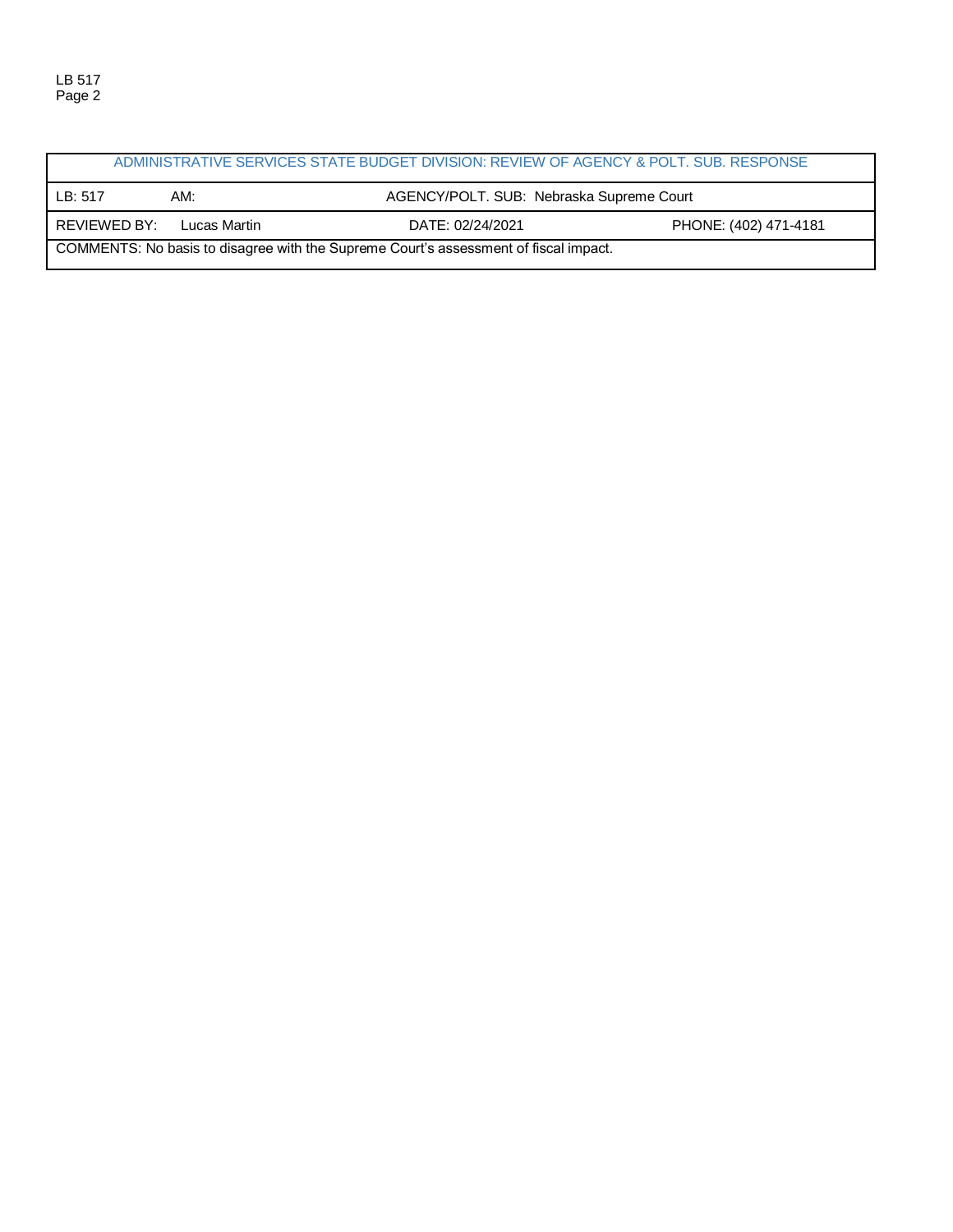| ADMINISTRATIVE SERVICES STATE BUDGET DIVISION: REVIEW OF AGENCY & POLT. SUB. RESPONSE | | | |
|---|---|---|---|
| LB: 517 | AM: | AGENCY/POLT. SUB: Nebraska Supreme Court | |
| REVIEWED BY: Lucas Martin | | DATE: 02/24/2021 | PHONE: (402) 471-4181 |
| COMMENTS: No basis to disagree with the Supreme Court's assessment of fiscal impact. | | | |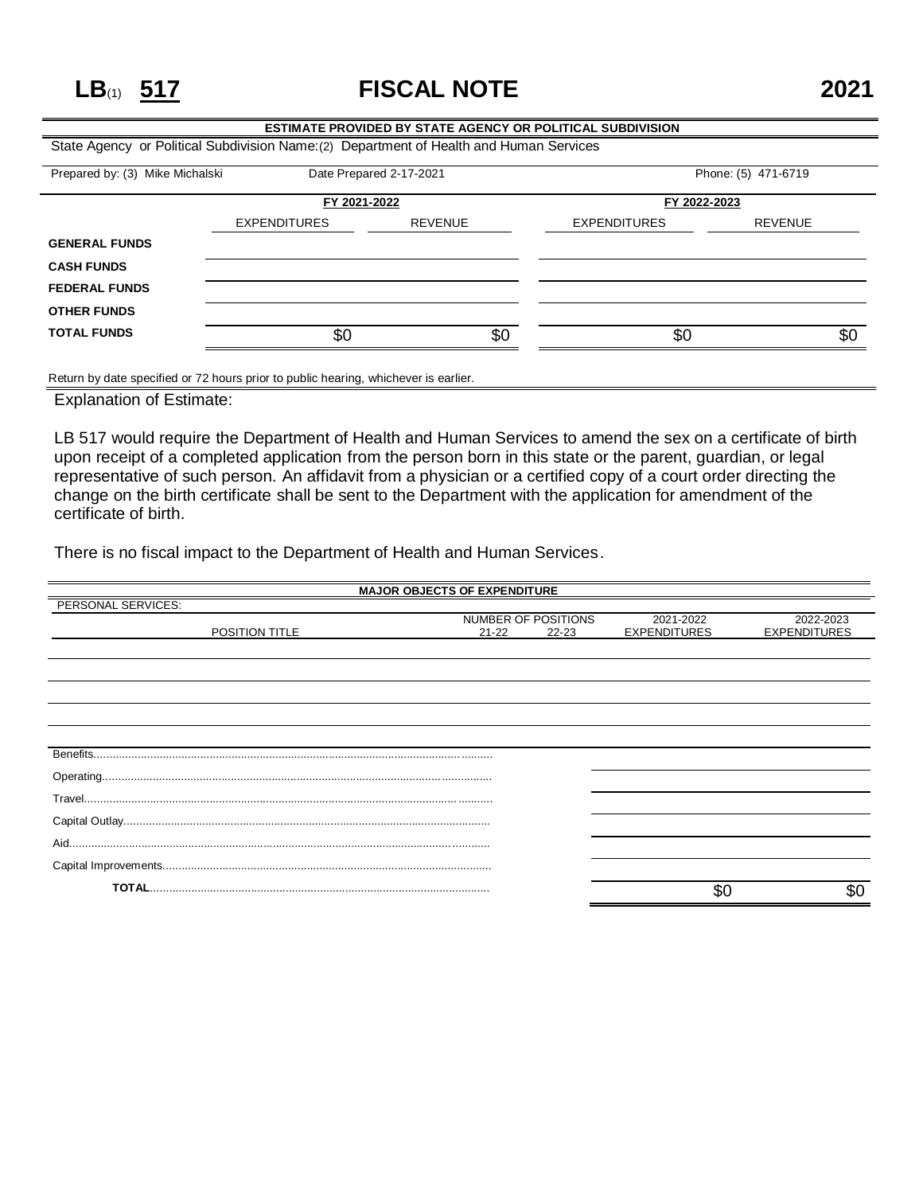# LB(1) 517 FISCAL NOTE 2021

**ESTIMATE PROVIDED BY STATE AGENCY OR POLITICAL SUBDIVISION**

State Agency or Political Subdivision Name:(2) Department of Health and Human Services

Prepared by: (3) Mike Michalski | Date Prepared 2-17-2021 | Phone: (5) 471-6719

| | FY 2021-2022 | | FY 2022-2023 | |
|---|---|---|---|---|
| | EXPENDITURES | REVENUE | EXPENDITURES | REVENUE |
| **GENERAL FUNDS** | | | | |
| **CASH FUNDS** | | | | |
| **FEDERAL FUNDS** | | | | |
| **OTHER FUNDS** | | | | |
| **TOTAL FUNDS** | $0 | $0 | $0 | $0 |

Return by date specified or 72 hours prior to public hearing, whichever is earlier.

Explanation of Estimate:

LB 517 would require the Department of Health and Human Services to amend the sex on a certificate of birth upon receipt of a completed application from the person born in this state or the parent, guardian, or legal representative of such person. An affidavit from a physician or a certified copy of a court order directing the change on the birth certificate shall be sent to the Department with the application for amendment of the certificate of birth.

There is no fiscal impact to the Department of Health and Human Services.

**MAJOR OBJECTS OF EXPENDITURE**

PERSONAL SERVICES:

| POSITION TITLE | NUMBER OF POSITIONS 21-22 | NUMBER OF POSITIONS 22-23 | 2021-2022 EXPENDITURES | 2022-2023 EXPENDITURES |
|---|---|---|---|---|
| | | | | |
| Benefits | | | | |
| Operating | | | | |
| Travel | | | | |
| Capital Outlay | | | | |
| Aid | | | | |
| Capital Improvements | | | | |
| **TOTAL** | | | $0 | $0 |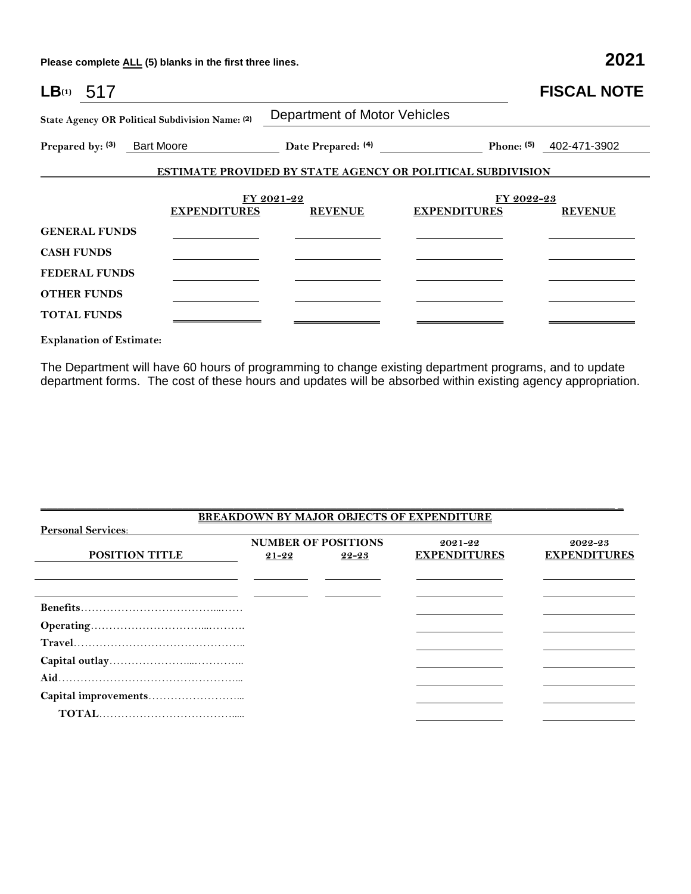Please complete ALL (5) blanks in the first three lines.

**2021**

# LB(1) 517

# FISCAL NOTE

**State Agency OR Political Subdivision Name: (2)** Department of Motor Vehicles

**Prepared by: (3)** Bart Moore **Date Prepared: (4)** **Phone: (5)** 402-471-3902

## ESTIMATE PROVIDED BY STATE AGENCY OR POLITICAL SUBDIVISION

| | FY 2021-22 | | FY 2022-23 | |
|---|---|---|---|---|
| | **EXPENDITURES** | **REVENUE** | **EXPENDITURES** | **REVENUE** |
| **GENERAL FUNDS** | | | | |
| **CASH FUNDS** | | | | |
| **FEDERAL FUNDS** | | | | |
| **OTHER FUNDS** | | | | |
| **TOTAL FUNDS** | | | | |

**Explanation of Estimate:**

The Department will have 60 hours of programming to change existing department programs, and to update department forms. The cost of these hours and updates will be absorbed within existing agency appropriation.

## BREAKDOWN BY MAJOR OBJECTS OF EXPENDITURE

**Personal Services:**

| POSITION TITLE | NUMBER OF POSITIONS 21-22 | NUMBER OF POSITIONS 22-23 | 2021-22 EXPENDITURES | 2022-23 EXPENDITURES |
|---|---|---|---|---|
| | | | | |
| | | | | |
| **Benefits** | | | | |
| **Operating** | | | | |
| **Travel** | | | | |
| **Capital outlay** | | | | |
| **Aid** | | | | |
| **Capital improvements** | | | | |
| **TOTAL** | | | | |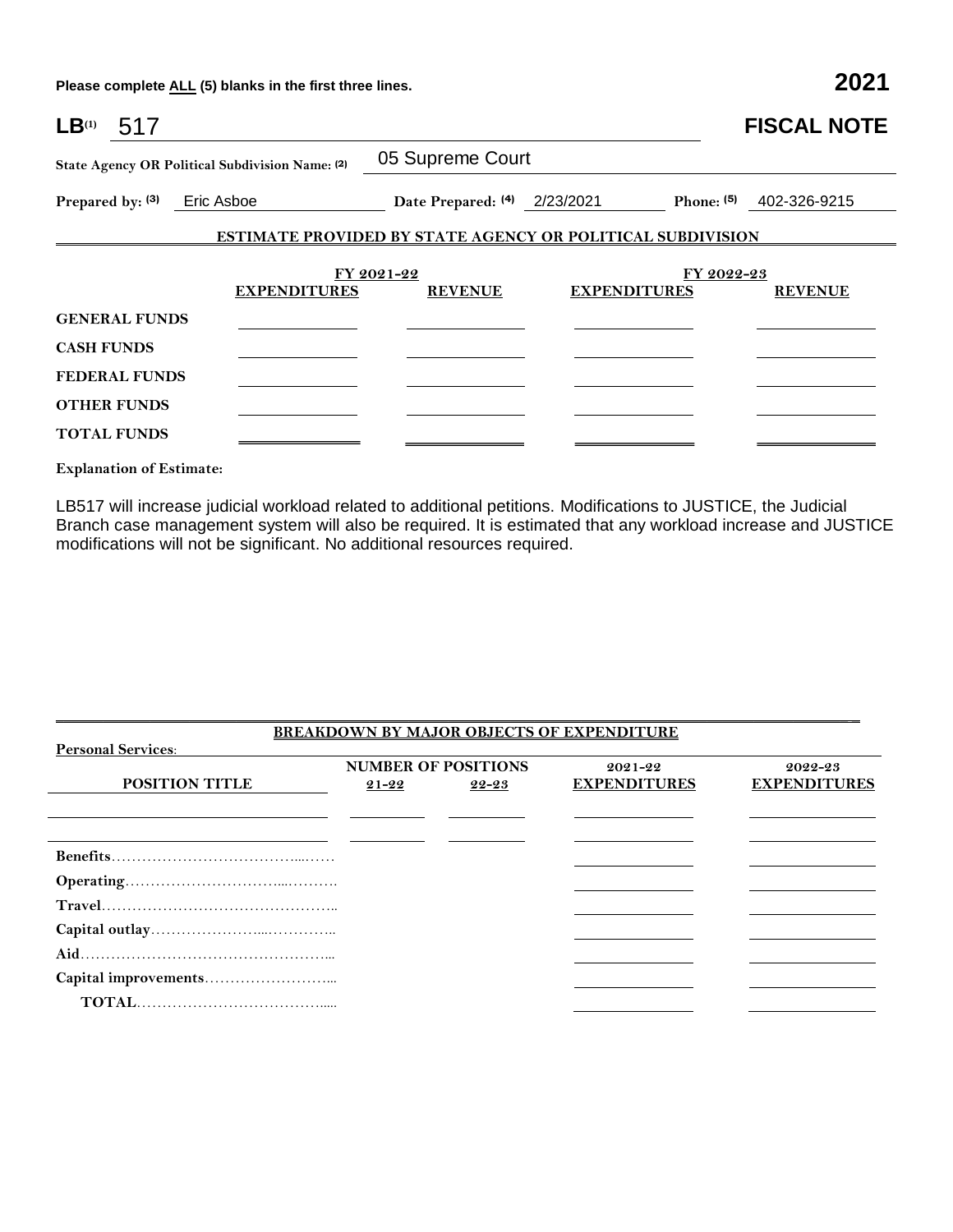**Please complete ALL (5) blanks in the first three lines.** **2021**

# LB(1) 517 FISCAL NOTE

**State Agency OR Political Subdivision Name: (2)** 05 Supreme Court

**Prepared by: (3)** Eric Asboe **Date Prepared: (4)** 2/23/2021 **Phone: (5)** 402-326-9215

## ESTIMATE PROVIDED BY STATE AGENCY OR POLITICAL SUBDIVISION

| | FY 2021-22 | | FY 2022-23 | |
|---|---|---|---|---|
| | **EXPENDITURES** | **REVENUE** | **EXPENDITURES** | **REVENUE** |
| **GENERAL FUNDS** | | | | |
| **CASH FUNDS** | | | | |
| **FEDERAL FUNDS** | | | | |
| **OTHER FUNDS** | | | | |
| **TOTAL FUNDS** | | | | |

**Explanation of Estimate:**

LB517 will increase judicial workload related to additional petitions. Modifications to JUSTICE, the Judicial Branch case management system will also be required. It is estimated that any workload increase and JUSTICE modifications will not be significant. No additional resources required.

## BREAKDOWN BY MAJOR OBJECTS OF EXPENDITURE

**Personal Services:**

| | NUMBER OF POSITIONS | | 2021-22 | 2022-23 |
|---|---|---|---|---|
| **POSITION TITLE** | **21-22** | **22-23** | **EXPENDITURES** | **EXPENDITURES** |
| | | | | |
| | | | | |
| **Benefits** | | | | |
| **Operating** | | | | |
| **Travel** | | | | |
| **Capital outlay** | | | | |
| **Aid** | | | | |
| **Capital improvements** | | | | |
| **TOTAL** | | | | |